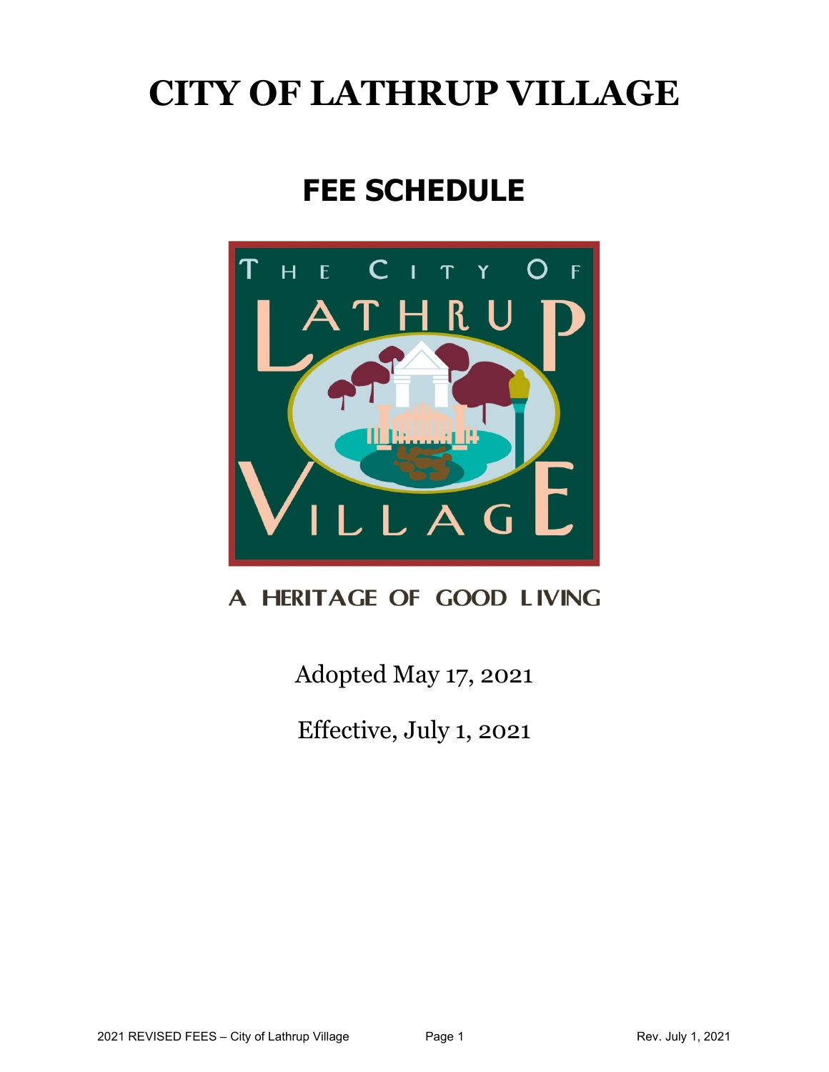# CITY OF LATHRUP VILLAGE

## FEE SCHEDULE

A HERITAGE OF GOOD LIVING

Adopted May 17, 2021

Effective, July 1, 2021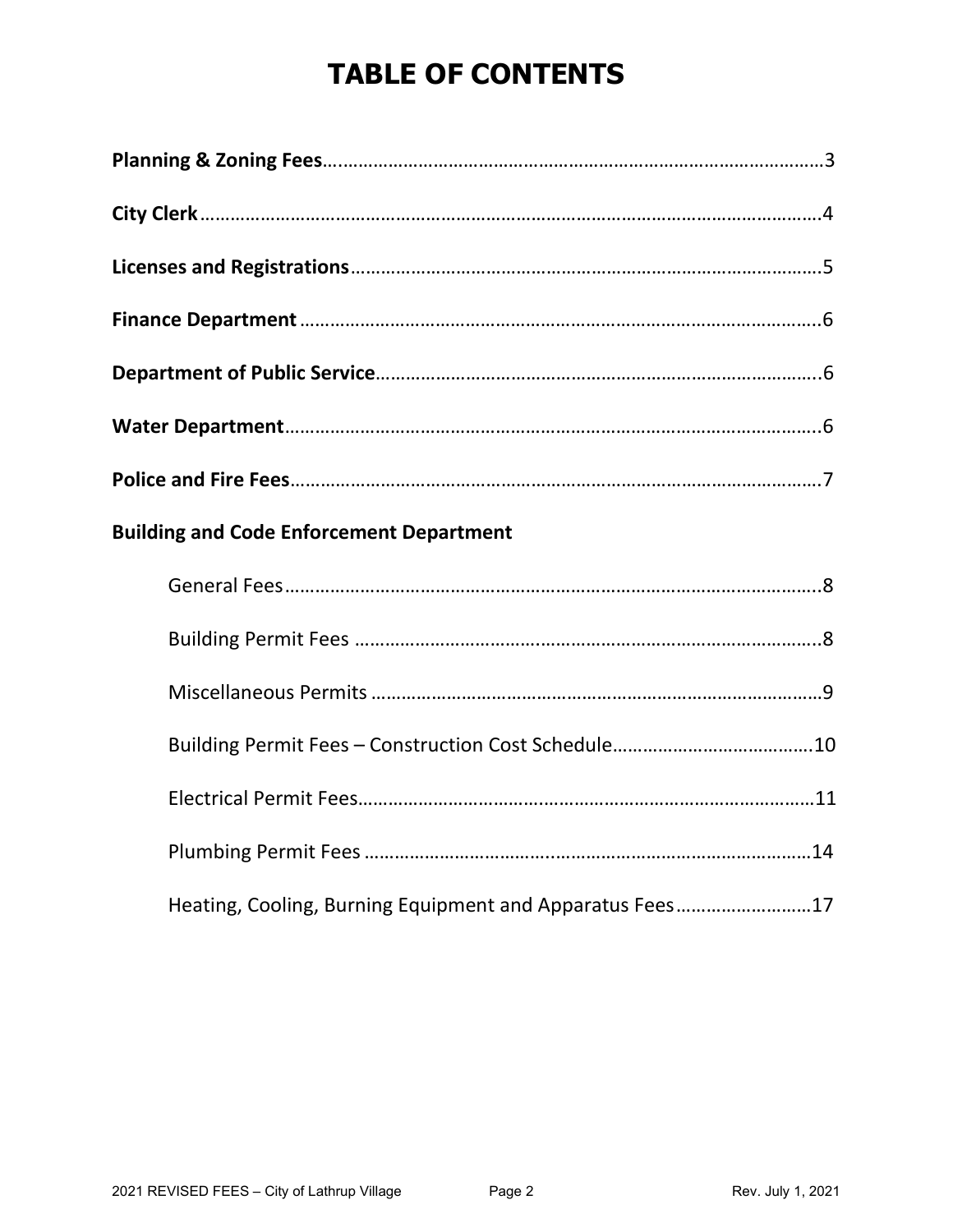# TABLE OF CONTENTS

**Planning & Zoning Fees**........................................................................................3

**City Clerk**..............................................................................................................4

**Licenses and Registrations**..................................................................................5

**Finance Department**.............................................................................................6

**Department of Public Service**..............................................................................6

**Water Department**................................................................................................6

**Police and Fire Fees**..............................................................................................7

**Building and Code Enforcement Department**

- General Fees...............................................................................................8
- Building Permit Fees ...................................................................................8
- Miscellaneous Permits ................................................................................9
- Building Permit Fees – Construction Cost Schedule.................................10
- Electrical Permit Fees.................................................................................11
- Plumbing Permit Fees ................................................................................14
- Heating, Cooling, Burning Equipment and Apparatus Fees.......................17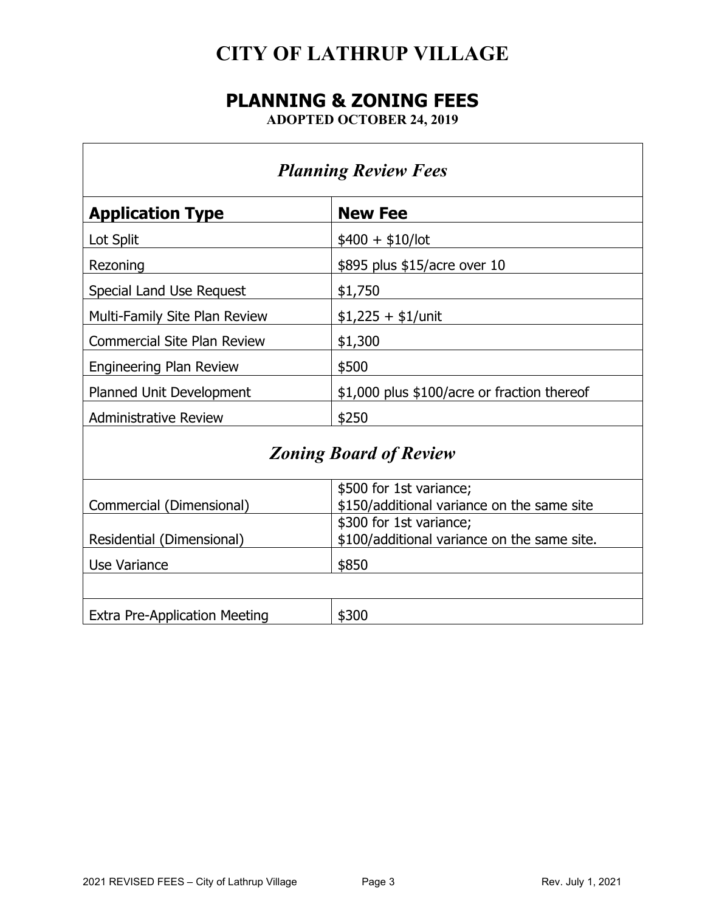# CITY OF LATHRUP VILLAGE

## PLANNING & ZONING FEES

**ADOPTED OCTOBER 24, 2019**

| *Planning Review Fees* | |
|---|---|
| **Application Type** | **New Fee** |
| Lot Split | $400 + $10/lot |
| Rezoning | $895 plus $15/acre over 10 |
| Special Land Use Request | $1,750 |
| Multi-Family Site Plan Review | $1,225 + $1/unit |
| Commercial Site Plan Review | $1,300 |
| Engineering Plan Review | $500 |
| Planned Unit Development | $1,000 plus $100/acre or fraction thereof |
| Administrative Review | $250 |
| *Zoning Board of Review* | |
| Commercial (Dimensional) | $500 for 1st variance; $150/additional variance on the same site |
| Residential (Dimensional) | $300 for 1st variance; $100/additional variance on the same site. |
| Use Variance | $850 |
| | |
| Extra Pre-Application Meeting | $300 |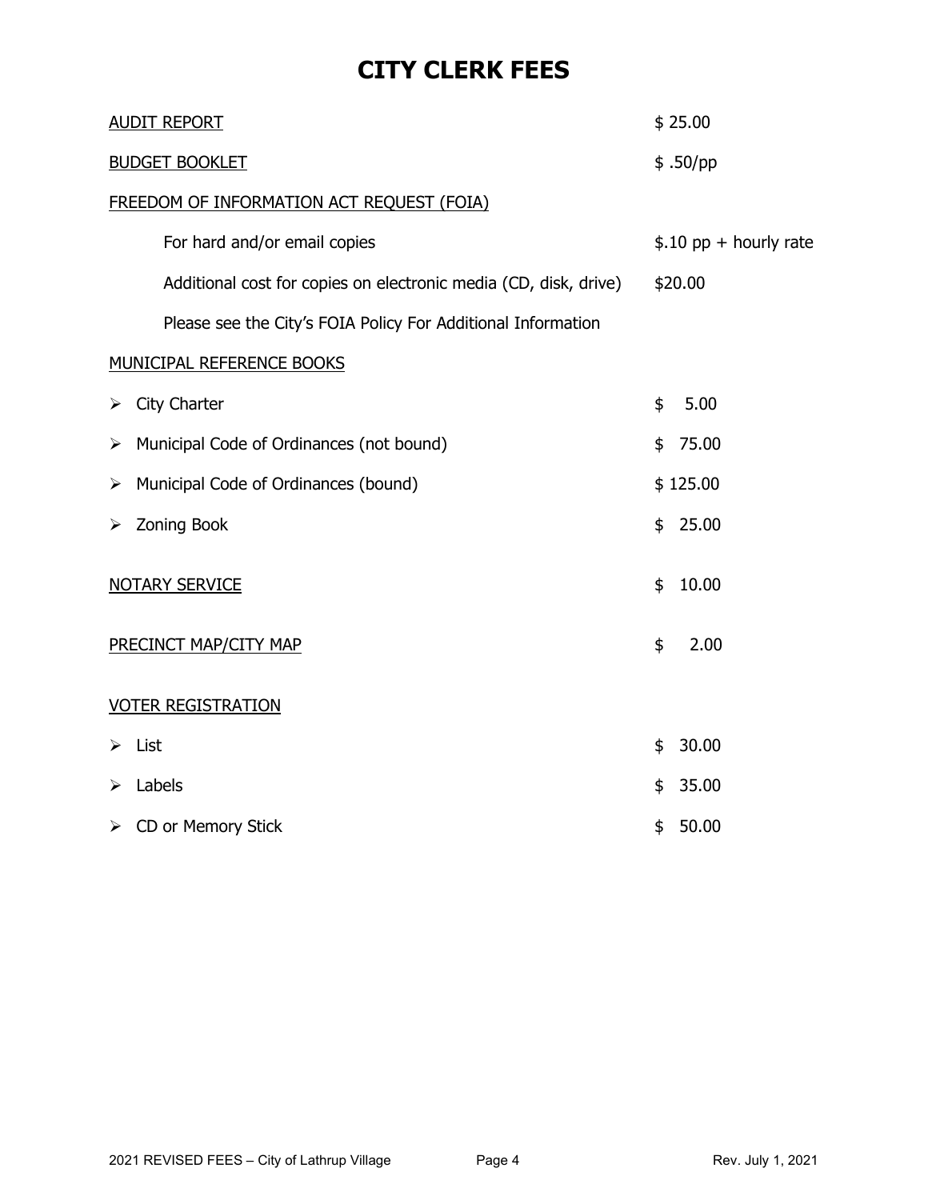# CITY CLERK FEES

| Item | Fee |
|---|---|
| <u>AUDIT REPORT</u> | $ 25.00 |
| <u>BUDGET BOOKLET</u> | $ .50/pp |
| <u>FREEDOM OF INFORMATION ACT REQUEST (FOIA)</u> | |
| For hard and/or email copies | $.10 pp + hourly rate |
| Additional cost for copies on electronic media (CD, disk, drive) | $20.00 |
| Please see the City's FOIA Policy For Additional Information | |
| <u>MUNICIPAL REFERENCE BOOKS</u> | |
| ➢ City Charter | $ 5.00 |
| ➢ Municipal Code of Ordinances (not bound) | $ 75.00 |
| ➢ Municipal Code of Ordinances (bound) | $ 125.00 |
| ➢ Zoning Book | $ 25.00 |
| <u>NOTARY SERVICE</u> | $ 10.00 |
| <u>PRECINCT MAP/CITY MAP</u> | $ 2.00 |
| <u>VOTER REGISTRATION</u> | |
| ➢ List | $ 30.00 |
| ➢ Labels | $ 35.00 |
| ➢ CD or Memory Stick | $ 50.00 |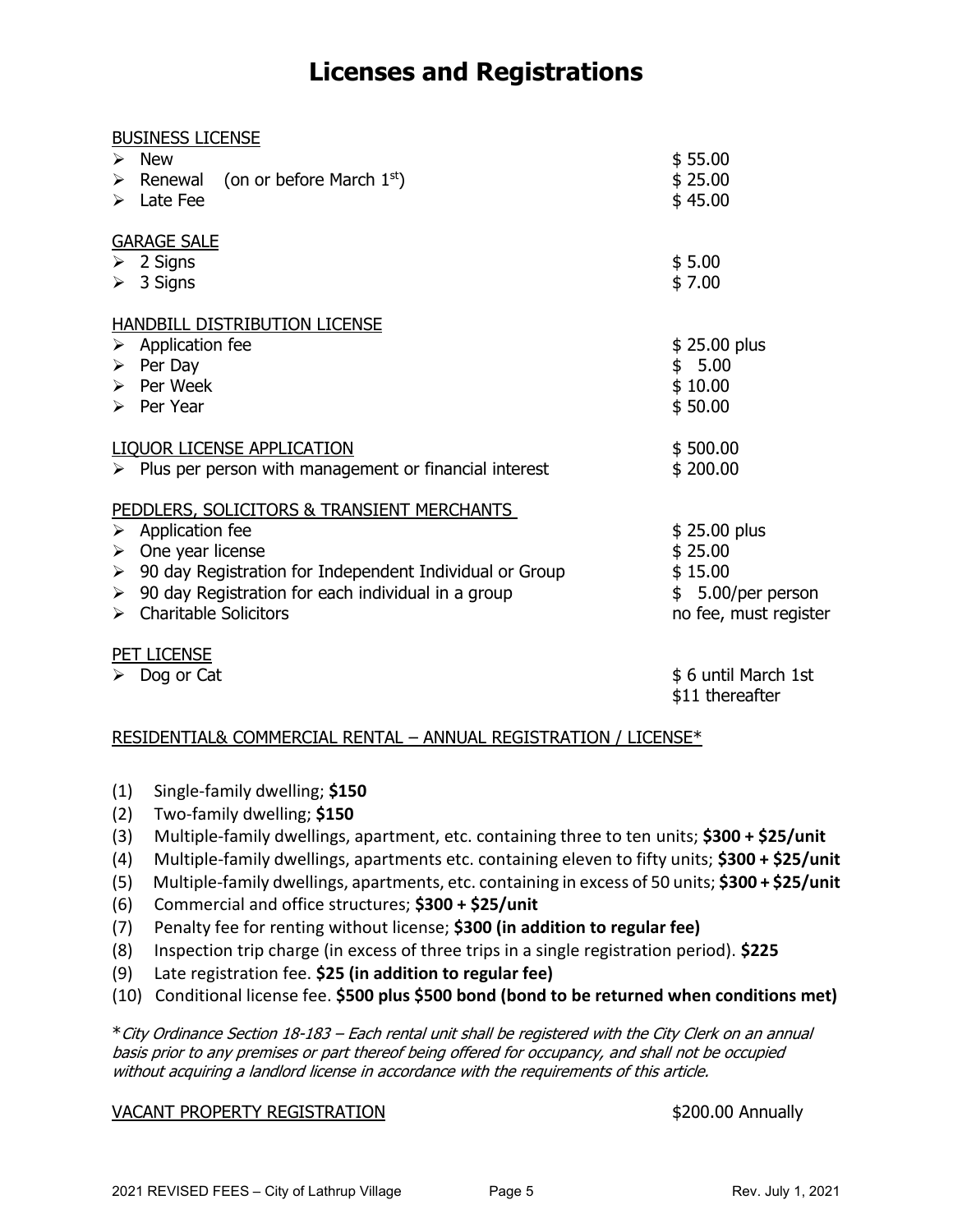# Licenses and Registrations

<u>BUSINESS LICENSE</u>

| | |
|---|---|
| ➢ New | $ 55.00 |
| ➢ Renewal (on or before March 1st) | $ 25.00 |
| ➢ Late Fee | $ 45.00 |

<u>GARAGE SALE</u>

| | |
|---|---|
| ➢ 2 Signs | $ 5.00 |
| ➢ 3 Signs | $ 7.00 |

<u>HANDBILL DISTRIBUTION LICENSE</u>

| | |
|---|---|
| ➢ Application fee | $ 25.00 plus |
| ➢ Per Day | $ 5.00 |
| ➢ Per Week | $ 10.00 |
| ➢ Per Year | $ 50.00 |

| | |
|---|---|
| <u>LIQUOR LICENSE APPLICATION</u> | $ 500.00 |
| ➢ Plus per person with management or financial interest | $ 200.00 |

<u>PEDDLERS, SOLICITORS & TRANSIENT MERCHANTS</u>

| | |
|---|---|
| ➢ Application fee | $ 25.00 plus |
| ➢ One year license | $ 25.00 |
| ➢ 90 day Registration for Independent Individual or Group | $ 15.00 |
| ➢ 90 day Registration for each individual in a group | $ 5.00/per person |
| ➢ Charitable Solicitors | no fee, must register |

<u>PET LICENSE</u>

| | |
|---|---|
| ➢ Dog or Cat | $ 6 until March 1st<br>$11 thereafter |

<u>RESIDENTIAL& COMMERCIAL RENTAL – ANNUAL REGISTRATION / LICENSE*</u>

(1) Single-family dwelling; **$150**
(2) Two-family dwelling; **$150**
(3) Multiple-family dwellings, apartment, etc. containing three to ten units; **$300 + $25/unit**
(4) Multiple-family dwellings, apartments etc. containing eleven to fifty units; **$300 + $25/unit**
(5) Multiple-family dwellings, apartments, etc. containing in excess of 50 units; **$300 + $25/unit**
(6) Commercial and office structures; **$300 + $25/unit**
(7) Penalty fee for renting without license; **$300 (in addition to regular fee)**
(8) Inspection trip charge (in excess of three trips in a single registration period). **$225**
(9) Late registration fee. **$25 (in addition to regular fee)**
(10) Conditional license fee. **$500 plus $500 bond (bond to be returned when conditions met)**

**City Ordinance Section 18-183 – Each rental unit shall be registered with the City Clerk on an annual basis prior to any premises or part thereof being offered for occupancy, and shall not be occupied without acquiring a landlord license in accordance with the requirements of this article.*

| | |
|---|---|
| <u>VACANT PROPERTY REGISTRATION</u> | $200.00 Annually |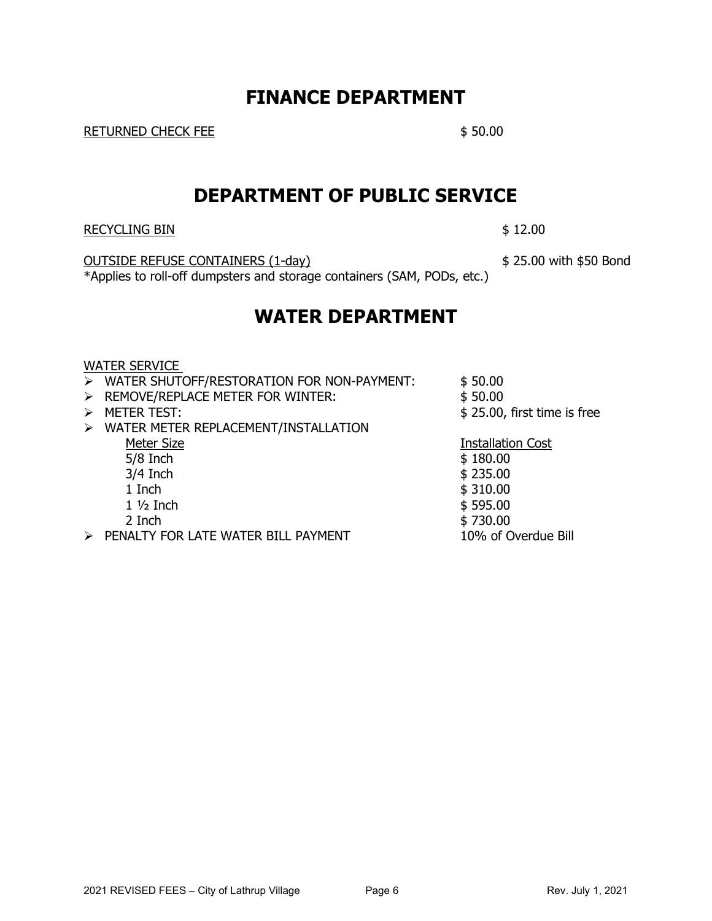# FINANCE DEPARTMENT

RETURNED CHECK FEE $ 50.00

# DEPARTMENT OF PUBLIC SERVICE

RECYCLING BIN $ 12.00

OUTSIDE REFUSE CONTAINERS (1-day) $ 25.00 with $50 Bond

*Applies to roll-off dumpsters and storage containers (SAM, PODs, etc.)

# WATER DEPARTMENT

WATER SERVICE

- WATER SHUTOFF/RESTORATION FOR NON-PAYMENT: $ 50.00
- REMOVE/REPLACE METER FOR WINTER: $ 50.00
- METER TEST: $ 25.00, first time is free
- WATER METER REPLACEMENT/INSTALLATION

| Meter Size | Installation Cost |
|---|---|
| 5/8 Inch | $ 180.00 |
| 3/4 Inch | $ 235.00 |
| 1 Inch | $ 310.00 |
| 1 ½ Inch | $ 595.00 |
| 2 Inch | $ 730.00 |

- PENALTY FOR LATE WATER BILL PAYMENT 10% of Overdue Bill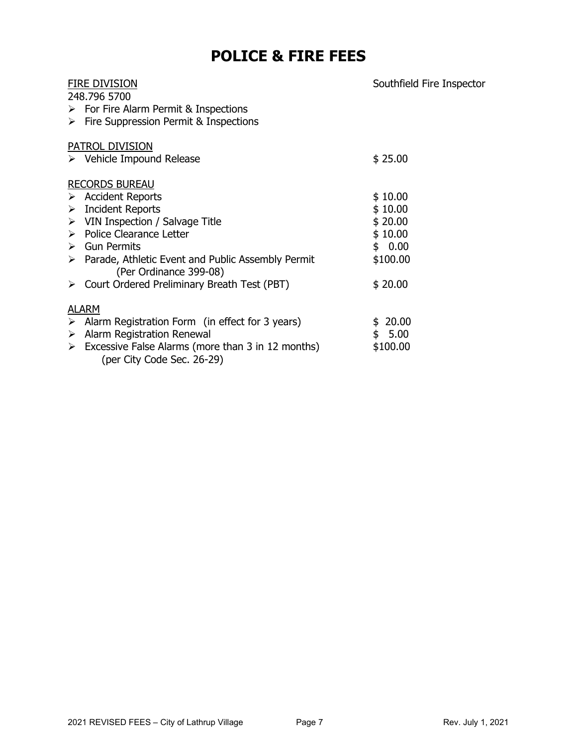# POLICE & FIRE FEES

| | |
|---|---|
| <u>FIRE DIVISION</u> | Southfield Fire Inspector |
| 248.796 5700 | |
| ➢ For Fire Alarm Permit & Inspections | |
| ➢ Fire Suppression Permit & Inspections | |
| | |
| <u>PATROL DIVISION</u> | |
| ➢ Vehicle Impound Release | $ 25.00 |
| | |
| <u>RECORDS BUREAU</u> | |
| ➢ Accident Reports | $ 10.00 |
| ➢ Incident Reports | $ 10.00 |
| ➢ VIN Inspection / Salvage Title | $ 20.00 |
| ➢ Police Clearance Letter | $ 10.00 |
| ➢ Gun Permits | $ 0.00 |
| ➢ Parade, Athletic Event and Public Assembly Permit (Per Ordinance 399-08) | $100.00 |
| ➢ Court Ordered Preliminary Breath Test (PBT) | $ 20.00 |
| | |
| <u>ALARM</u> | |
| ➢ Alarm Registration Form (in effect for 3 years) | $ 20.00 |
| ➢ Alarm Registration Renewal | $ 5.00 |
| ➢ Excessive False Alarms (more than 3 in 12 months) (per City Code Sec. 26-29) | $100.00 |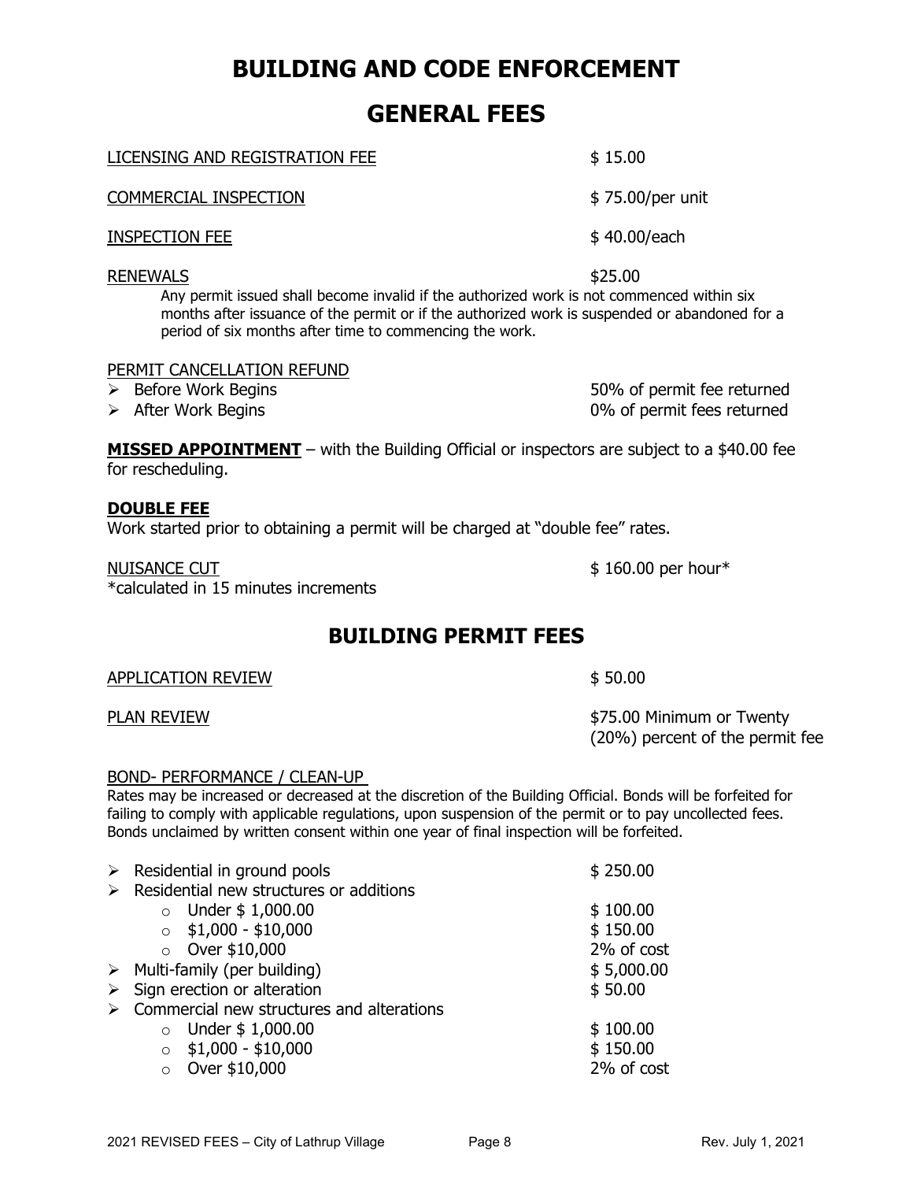# BUILDING AND CODE ENFORCEMENT

## GENERAL FEES

| | |
|---|---|
| LICENSING AND REGISTRATION FEE | $ 15.00 |
| COMMERCIAL INSPECTION | $ 75.00/per unit |
| INSPECTION FEE | $ 40.00/each |
| RENEWALS | $25.00 |

Any permit issued shall become invalid if the authorized work is not commenced within six months after issuance of the permit or if the authorized work is suspended or abandoned for a period of six months after time to commencing the work.

PERMIT CANCELLATION REFUND

- Before Work Begins — 50% of permit fee returned
- After Work Begins — 0% of permit fees returned

**MISSED APPOINTMENT** – with the Building Official or inspectors are subject to a $40.00 fee for rescheduling.

**DOUBLE FEE**

Work started prior to obtaining a permit will be charged at "double fee" rates.

NUISANCE CUT — $ 160.00 per hour*

*calculated in 15 minutes increments

## BUILDING PERMIT FEES

| | |
|---|---|
| APPLICATION REVIEW | $ 50.00 |
| PLAN REVIEW | $75.00 Minimum or Twenty (20%) percent of the permit fee |

BOND- PERFORMANCE / CLEAN-UP

Rates may be increased or decreased at the discretion of the Building Official. Bonds will be forfeited for failing to comply with applicable regulations, upon suspension of the permit or to pay uncollected fees. Bonds unclaimed by written consent within one year of final inspection will be forfeited.

- Residential in ground pools — $ 250.00
- Residential new structures or additions
  - Under $ 1,000.00 — $ 100.00
  - $1,000 - $10,000 — $ 150.00
  - Over $10,000 — 2% of cost
- Multi-family (per building) — $ 5,000.00
- Sign erection or alteration — $ 50.00
- Commercial new structures and alterations
  - Under $ 1,000.00 — $ 100.00
  - $1,000 - $10,000 — $ 150.00
  - Over $10,000 — 2% of cost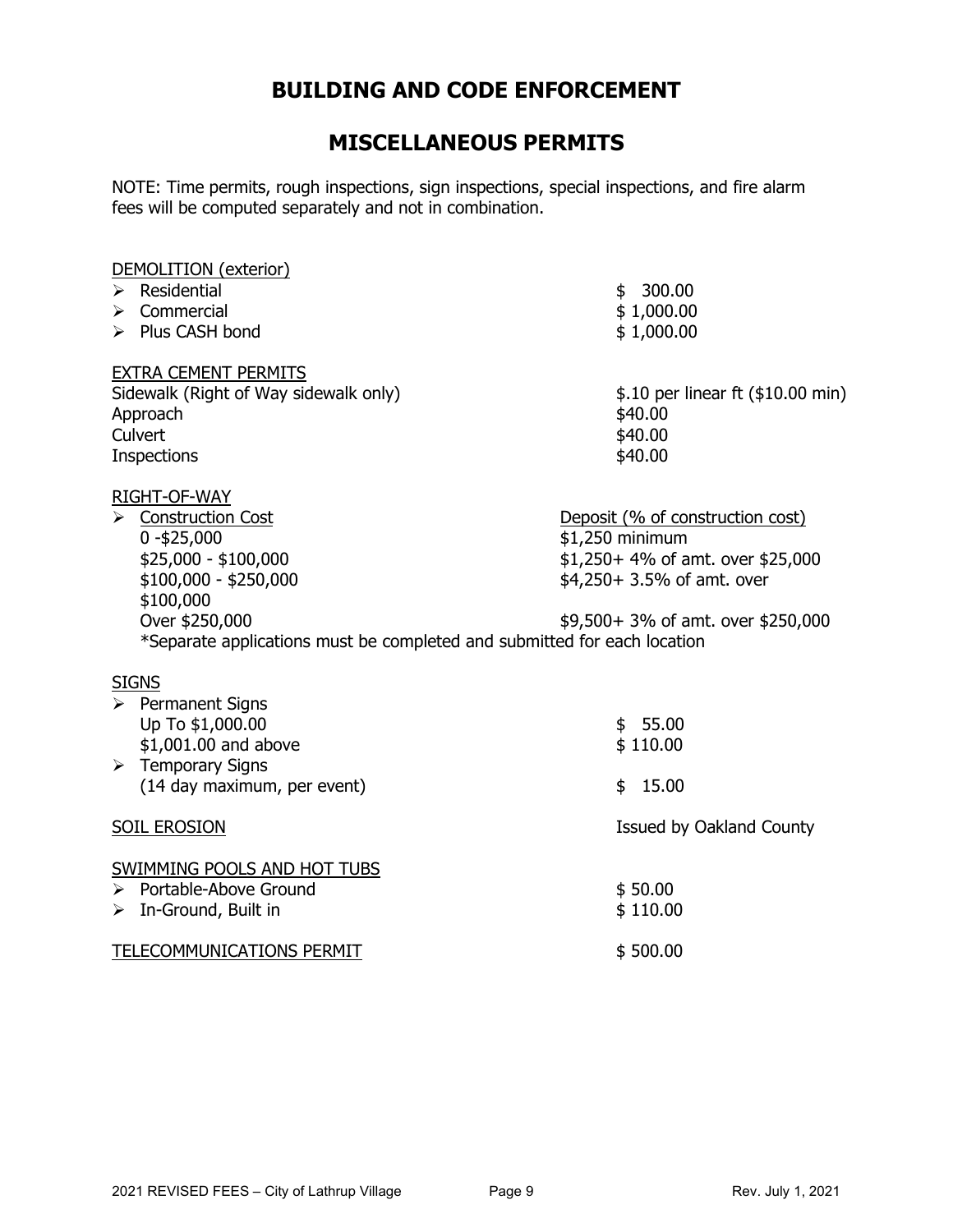# BUILDING AND CODE ENFORCEMENT

## MISCELLANEOUS PERMITS

NOTE: Time permits, rough inspections, sign inspections, special inspections, and fire alarm fees will be computed separately and not in combination.

DEMOLITION (exterior)

| | |
|---|---|
| ➢ Residential | $ 300.00 |
| ➢ Commercial | $ 1,000.00 |
| ➢ Plus CASH bond | $ 1,000.00 |

EXTRA CEMENT PERMITS

| | |
|---|---|
| Sidewalk (Right of Way sidewalk only) | $.10 per linear ft ($10.00 min) |
| Approach | $40.00 |
| Culvert | $40.00 |
| Inspections | $40.00 |

RIGHT-OF-WAY

| ➢ Construction Cost | Deposit (% of construction cost) |
|---|---|
| 0 -$25,000 | $1,250 minimum |
| $25,000 - $100,000 | $1,250+ 4% of amt. over $25,000 |
| $100,000 - $250,000 | $4,250+ 3.5% of amt. over $100,000 |
| Over $250,000 | $9,500+ 3% of amt. over $250,000 |

*Separate applications must be completed and submitted for each location

SIGNS

| | |
|---|---|
| ➢ Permanent Signs | |
| Up To $1,000.00 | $ 55.00 |
| $1,001.00 and above | $ 110.00 |
| ➢ Temporary Signs | |
| (14 day maximum, per event) | $ 15.00 |

| | |
|---|---|
| SOIL EROSION | Issued by Oakland County |

SWIMMING POOLS AND HOT TUBS

| | |
|---|---|
| ➢ Portable-Above Ground | $ 50.00 |
| ➢ In-Ground, Built in | $ 110.00 |

| | |
|---|---|
| TELECOMMUNICATIONS PERMIT | $ 500.00 |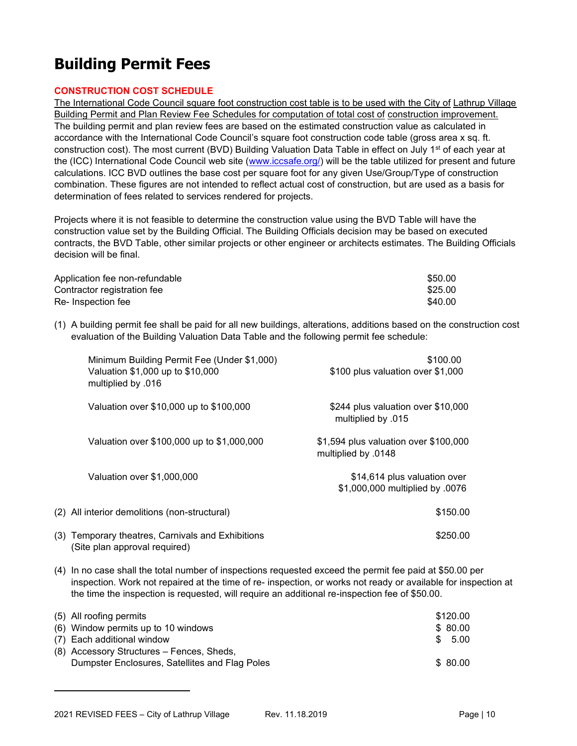# Building Permit Fees

**CONSTRUCTION COST SCHEDULE**

The International Code Council square foot construction cost table is to be used with the City of Lathrup Village Building Permit and Plan Review Fee Schedules for computation of total cost of construction improvement. The building permit and plan review fees are based on the estimated construction value as calculated in accordance with the International Code Council's square foot construction code table (gross area x sq. ft. construction cost). The most current (BVD) Building Valuation Data Table in effect on July 1st of each year at the (ICC) International Code Council web site (www.iccsafe.org/) will be the table utilized for present and future calculations. ICC BVD outlines the base cost per square foot for any given Use/Group/Type of construction combination. These figures are not intended to reflect actual cost of construction, but are used as a basis for determination of fees related to services rendered for projects.

Projects where it is not feasible to determine the construction value using the BVD Table will have the construction value set by the Building Official. The Building Officials decision may be based on executed contracts, the BVD Table, other similar projects or other engineer or architects estimates. The Building Officials decision will be final.

| | |
|---|---|
| Application fee non-refundable | $50.00 |
| Contractor registration fee | $25.00 |
| Re- Inspection fee | $40.00 |

(1) A building permit fee shall be paid for all new buildings, alterations, additions based on the construction cost evaluation of the Building Valuation Data Table and the following permit fee schedule:

| | |
|---|---|
| Minimum Building Permit Fee (Under $1,000) | $100.00 |
| Valuation $1,000 up to $10,000 | $100 plus valuation over $1,000 multiplied by .016 |
| Valuation over $10,000 up to $100,000 | $244 plus valuation over $10,000 multiplied by .015 |
| Valuation over $100,000 up to $1,000,000 | $1,594 plus valuation over $100,000 multiplied by .0148 |
| Valuation over $1,000,000 | $14,614 plus valuation over $1,000,000 multiplied by .0076 |

(2) All interior demolitions (non-structural) $150.00

(3) Temporary theatres, Carnivals and Exhibitions (Site plan approval required) $250.00

(4) In no case shall the total number of inspections requested exceed the permit fee paid at $50.00 per inspection. Work not repaired at the time of re- inspection, or works not ready or available for inspection at the time the inspection is requested, will require an additional re-inspection fee of $50.00.

| | |
|---|---|
| (5) All roofing permits | $120.00 |
| (6) Window permits up to 10 windows | $ 80.00 |
| (7) Each additional window | $ 5.00 |
| (8) Accessory Structures – Fences, Sheds, Dumpster Enclosures, Satellites and Flag Poles | $ 80.00 |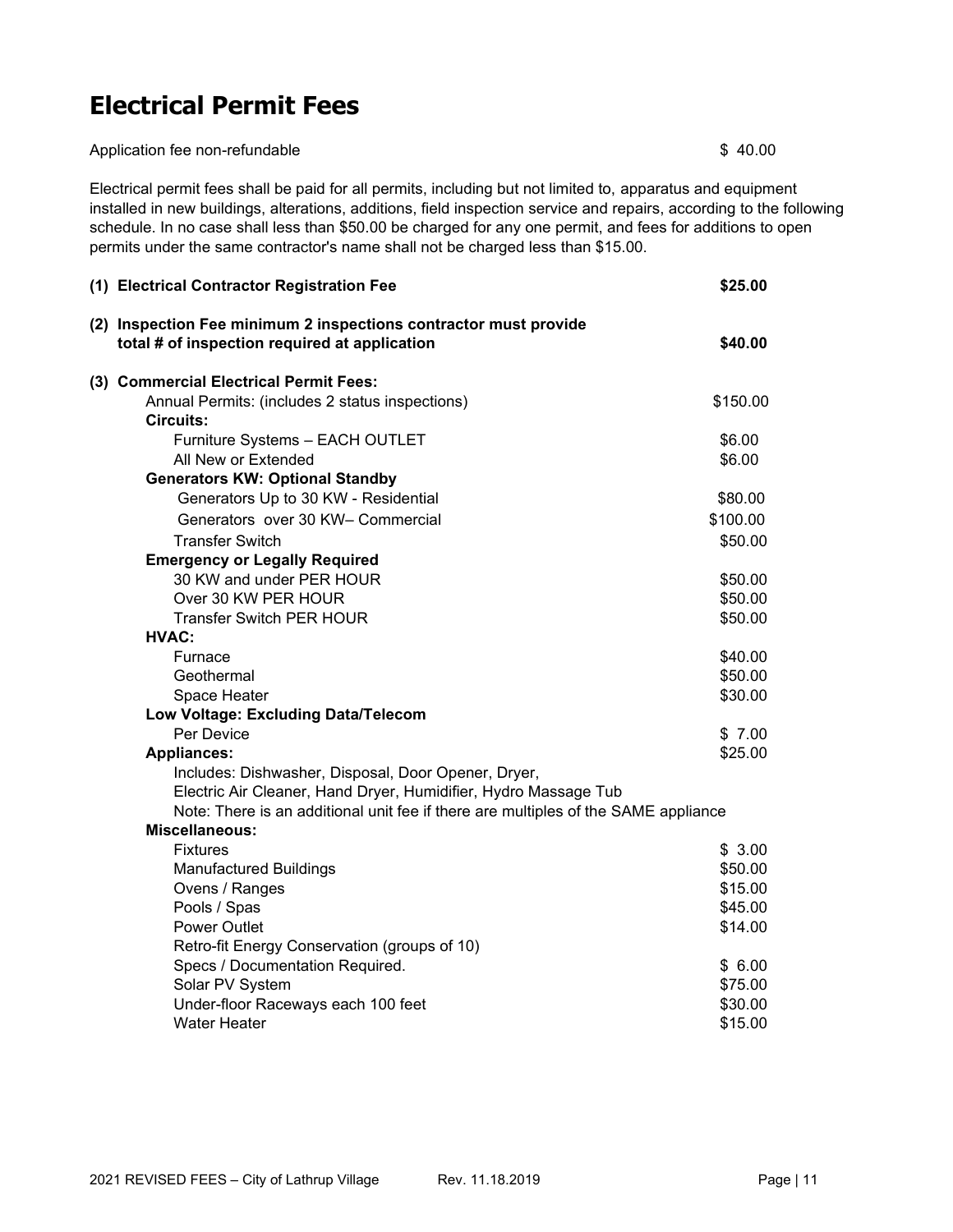# Electrical Permit Fees

| | |
|---|---|
| Application fee non-refundable | $ 40.00 |

Electrical permit fees shall be paid for all permits, including but not limited to, apparatus and equipment installed in new buildings, alterations, additions, field inspection service and repairs, according to the following schedule. In no case shall less than $50.00 be charged for any one permit, and fees for additions to open permits under the same contractor's name shall not be charged less than $15.00.

| Item | Fee |
|---|---|
| **(1) Electrical Contractor Registration Fee** | **$25.00** |
| **(2) Inspection Fee minimum 2 inspections contractor must provide total # of inspection required at application** | **$40.00** |
| **(3) Commercial Electrical Permit Fees:** | |
| Annual Permits: (includes 2 status inspections) | $150.00 |
| **Circuits:** | |
| Furniture Systems – EACH OUTLET | $6.00 |
| All New or Extended | $6.00 |
| **Generators KW: Optional Standby** | |
| Generators Up to 30 KW - Residential | $80.00 |
| Generators over 30 KW– Commercial | $100.00 |
| Transfer Switch | $50.00 |
| **Emergency or Legally Required** | |
| 30 KW and under PER HOUR | $50.00 |
| Over 30 KW PER HOUR | $50.00 |
| Transfer Switch PER HOUR | $50.00 |
| **HVAC:** | |
| Furnace | $40.00 |
| Geothermal | $50.00 |
| Space Heater | $30.00 |
| **Low Voltage: Excluding Data/Telecom** | |
| Per Device | $ 7.00 |
| **Appliances:** | $25.00 |
| Includes: Dishwasher, Disposal, Door Opener, Dryer, Electric Air Cleaner, Hand Dryer, Humidifier, Hydro Massage Tub | |
| Note: There is an additional unit fee if there are multiples of the SAME appliance | |
| **Miscellaneous:** | |
| Fixtures | $ 3.00 |
| Manufactured Buildings | $50.00 |
| Ovens / Ranges | $15.00 |
| Pools / Spas | $45.00 |
| Power Outlet | $14.00 |
| Retro-fit Energy Conservation (groups of 10) | |
| Specs / Documentation Required. | $ 6.00 |
| Solar PV System | $75.00 |
| Under-floor Raceways each 100 feet | $30.00 |
| Water Heater | $15.00 |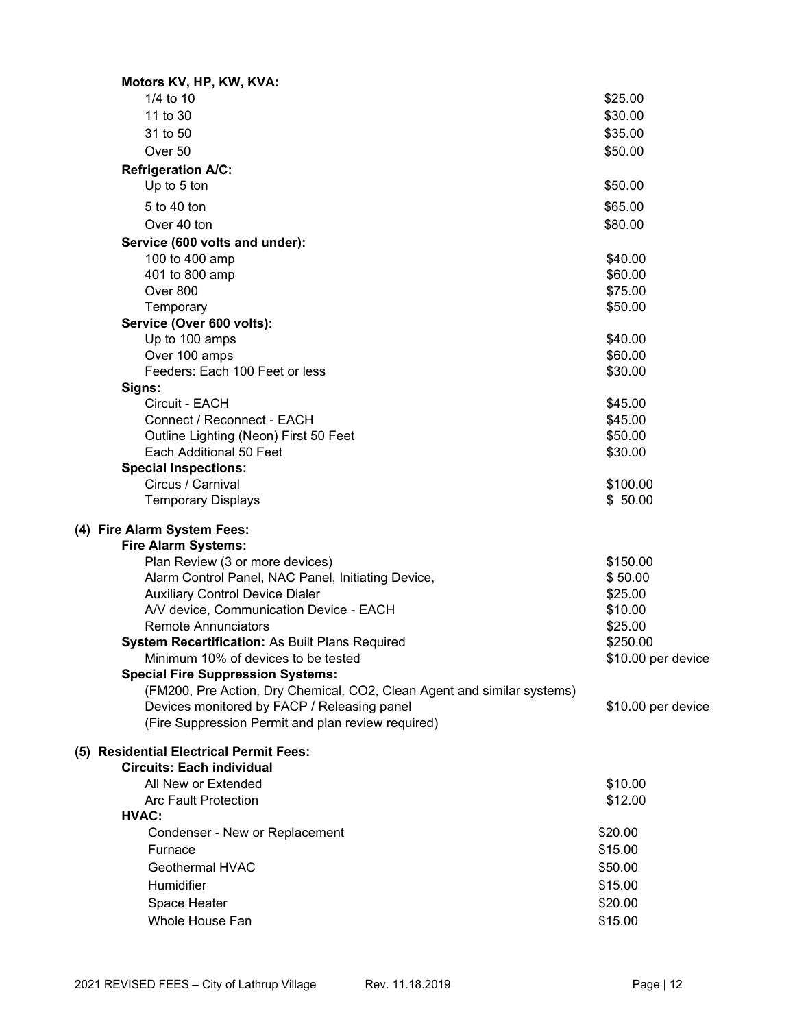**Motors KV, HP, KW, KVA:**

| | |
|---|---|
| 1/4 to 10 | $25.00 |
| 11 to 30 | $30.00 |
| 31 to 50 | $35.00 |
| Over 50 | $50.00 |

**Refrigeration A/C:**

| | |
|---|---|
| Up to 5 ton | $50.00 |
| 5 to 40 ton | $65.00 |
| Over 40 ton | $80.00 |

**Service (600 volts and under):**

| | |
|---|---|
| 100 to 400 amp | $40.00 |
| 401 to 800 amp | $60.00 |
| Over 800 | $75.00 |
| Temporary | $50.00 |

**Service (Over 600 volts):**

| | |
|---|---|
| Up to 100 amps | $40.00 |
| Over 100 amps | $60.00 |
| Feeders: Each 100 Feet or less | $30.00 |

**Signs:**

| | |
|---|---|
| Circuit - EACH | $45.00 |
| Connect / Reconnect - EACH | $45.00 |
| Outline Lighting (Neon) First 50 Feet | $50.00 |
| Each Additional 50 Feet | $30.00 |

**Special Inspections:**

| | |
|---|---|
| Circus / Carnival | $100.00 |
| Temporary Displays | $ 50.00 |

**(4) Fire Alarm System Fees:**

**Fire Alarm Systems:**

| | |
|---|---|
| Plan Review (3 or more devices) | $150.00 |
| Alarm Control Panel, NAC Panel, Initiating Device, | $ 50.00 |
| Auxiliary Control Device Dialer | $25.00 |
| A/V device, Communication Device - EACH | $10.00 |
| Remote Annunciators | $25.00 |
| **System Recertification:** As Built Plans Required | $250.00 |
| Minimum 10% of devices to be tested | $10.00 per device |

**Special Fire Suppression Systems:**

(FM200, Pre Action, Dry Chemical, CO2, Clean Agent and similar systems)

| | |
|---|---|
| Devices monitored by FACP / Releasing panel | $10.00 per device |

(Fire Suppression Permit and plan review required)

**(5) Residential Electrical Permit Fees:**

**Circuits: Each individual**

| | |
|---|---|
| All New or Extended | $10.00 |
| Arc Fault Protection | $12.00 |

**HVAC:**

| | |
|---|---|
| Condenser - New or Replacement | $20.00 |
| Furnace | $15.00 |
| Geothermal HVAC | $50.00 |
| Humidifier | $15.00 |
| Space Heater | $20.00 |
| Whole House Fan | $15.00 |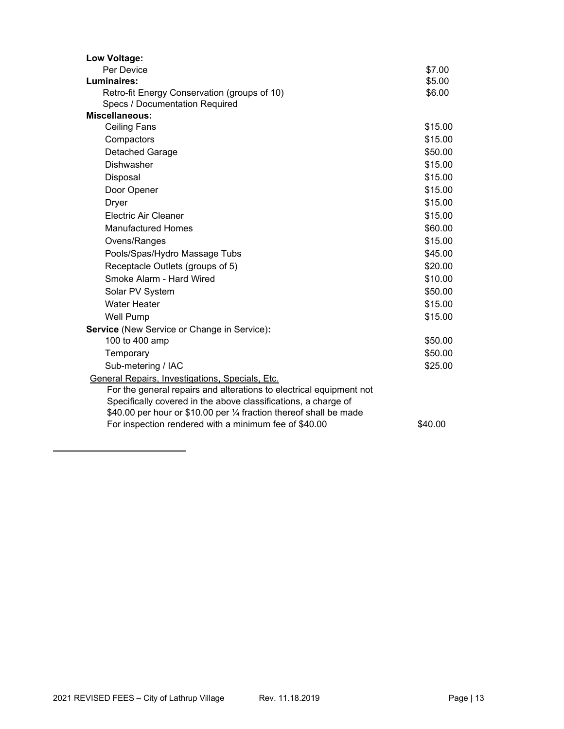| | |
|---|---|
| **Low Voltage:** | |
| Per Device | $7.00 |
| **Luminaires:** | $5.00 |
| Retro-fit Energy Conservation (groups of 10) | $6.00 |
| Specs / Documentation Required | |
| **Miscellaneous:** | |
| Ceiling Fans | $15.00 |
| Compactors | $15.00 |
| Detached Garage | $50.00 |
| Dishwasher | $15.00 |
| Disposal | $15.00 |
| Door Opener | $15.00 |
| Dryer | $15.00 |
| Electric Air Cleaner | $15.00 |
| Manufactured Homes | $60.00 |
| Ovens/Ranges | $15.00 |
| Pools/Spas/Hydro Massage Tubs | $45.00 |
| Receptacle Outlets (groups of 5) | $20.00 |
| Smoke Alarm - Hard Wired | $10.00 |
| Solar PV System | $50.00 |
| Water Heater | $15.00 |
| Well Pump | $15.00 |
| **Service** (New Service or Change in Service)**:** | |
| 100 to 400 amp | $50.00 |
| Temporary | $50.00 |
| Sub-metering / IAC | $25.00 |
| General Repairs, Investigations, Specials, Etc. | |
| For the general repairs and alterations to electrical equipment not Specifically covered in the above classifications, a charge of $40.00 per hour or $10.00 per ¼ fraction thereof shall be made For inspection rendered with a minimum fee of $40.00 | $40.00 |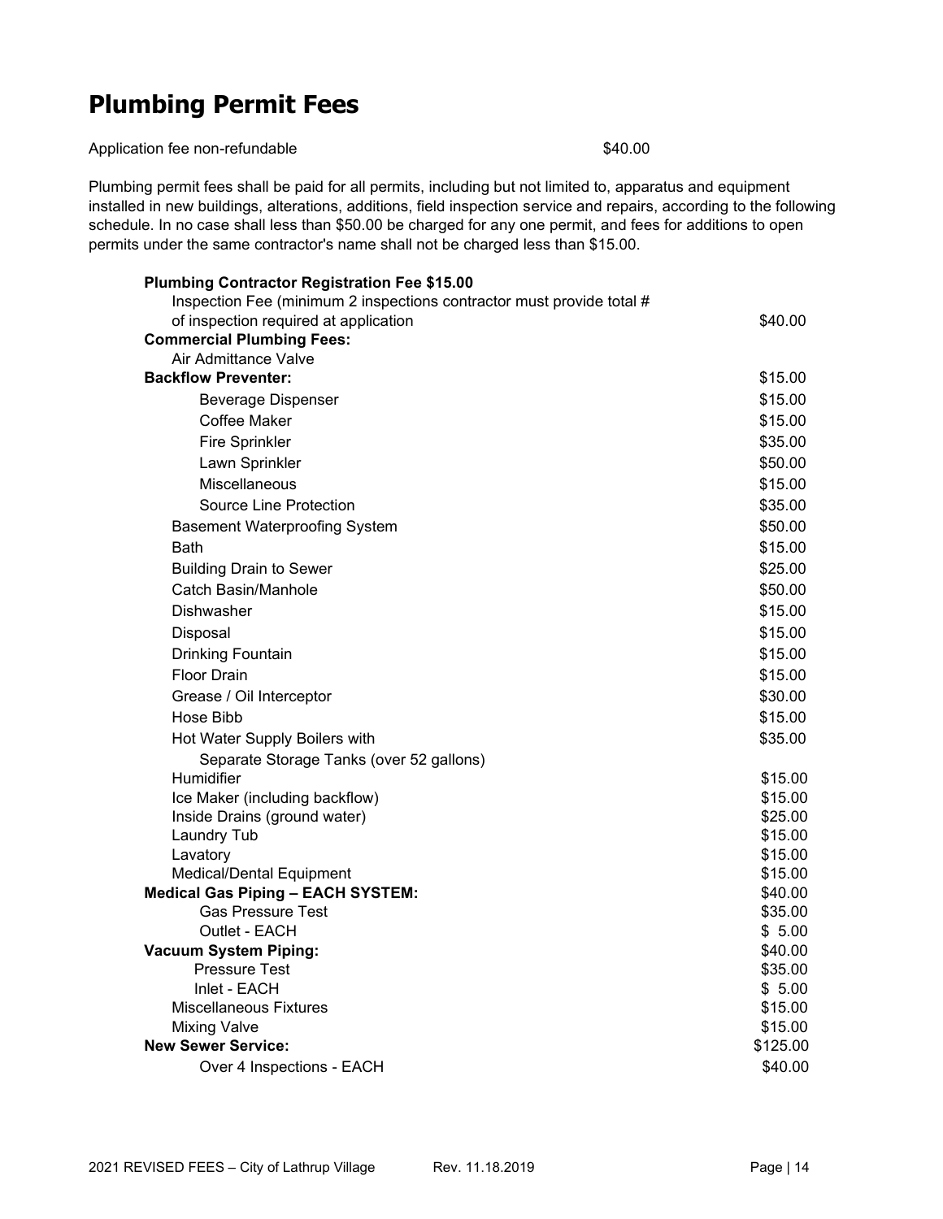# Plumbing Permit Fees

Application fee non-refundable $40.00

Plumbing permit fees shall be paid for all permits, including but not limited to, apparatus and equipment installed in new buildings, alterations, additions, field inspection service and repairs, according to the following schedule. In no case shall less than $50.00 be charged for any one permit, and fees for additions to open permits under the same contractor's name shall not be charged less than $15.00.

| Item | Fee |
|---|---|
| **Plumbing Contractor Registration Fee $15.00** | |
| Inspection Fee (minimum 2 inspections contractor must provide total # of inspection required at application | $40.00 |
| **Commercial Plumbing Fees:** | |
| Air Admittance Valve | |
| **Backflow Preventer:** | $15.00 |
| Beverage Dispenser | $15.00 |
| Coffee Maker | $15.00 |
| Fire Sprinkler | $35.00 |
| Lawn Sprinkler | $50.00 |
| Miscellaneous | $15.00 |
| Source Line Protection | $35.00 |
| Basement Waterproofing System | $50.00 |
| Bath | $15.00 |
| Building Drain to Sewer | $25.00 |
| Catch Basin/Manhole | $50.00 |
| Dishwasher | $15.00 |
| Disposal | $15.00 |
| Drinking Fountain | $15.00 |
| Floor Drain | $15.00 |
| Grease / Oil Interceptor | $30.00 |
| Hose Bibb | $15.00 |
| Hot Water Supply Boilers with Separate Storage Tanks (over 52 gallons) | $35.00 |
| Humidifier | $15.00 |
| Ice Maker (including backflow) | $15.00 |
| Inside Drains (ground water) | $25.00 |
| Laundry Tub | $15.00 |
| Lavatory | $15.00 |
| Medical/Dental Equipment | $15.00 |
| **Medical Gas Piping – EACH SYSTEM:** | $40.00 |
| Gas Pressure Test | $35.00 |
| Outlet - EACH | $ 5.00 |
| **Vacuum System Piping:** | $40.00 |
| Pressure Test | $35.00 |
| Inlet - EACH | $ 5.00 |
| Miscellaneous Fixtures | $15.00 |
| Mixing Valve | $15.00 |
| **New Sewer Service:** | $125.00 |
| Over 4 Inspections - EACH | $40.00 |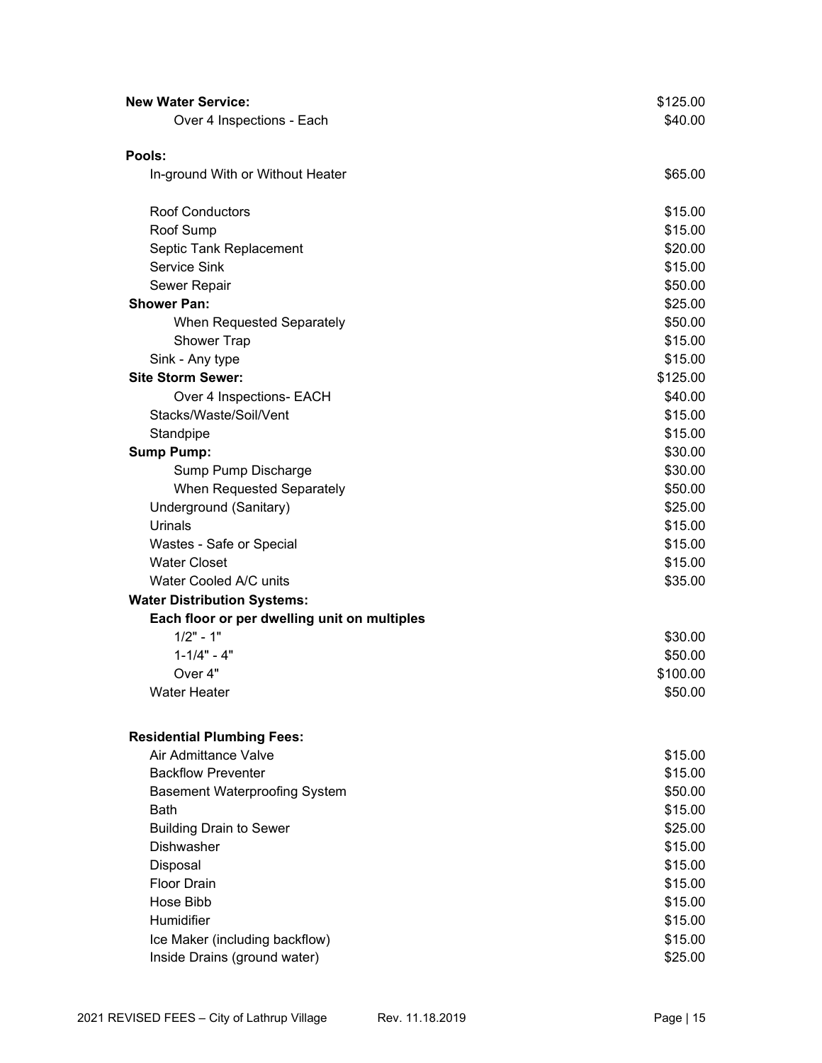| Item | Fee |
| --- | --- |
| **New Water Service:** | $125.00 |
| Over 4 Inspections - Each | $40.00 |
| **Pools:** | |
| In-ground With or Without Heater | $65.00 |
| Roof Conductors | $15.00 |
| Roof Sump | $15.00 |
| Septic Tank Replacement | $20.00 |
| Service Sink | $15.00 |
| Sewer Repair | $50.00 |
| **Shower Pan:** | $25.00 |
| When Requested Separately | $50.00 |
| Shower Trap | $15.00 |
| Sink - Any type | $15.00 |
| **Site Storm Sewer:** | $125.00 |
| Over 4 Inspections- EACH | $40.00 |
| Stacks/Waste/Soil/Vent | $15.00 |
| Standpipe | $15.00 |
| **Sump Pump:** | $30.00 |
| Sump Pump Discharge | $30.00 |
| When Requested Separately | $50.00 |
| Underground (Sanitary) | $25.00 |
| Urinals | $15.00 |
| Wastes - Safe or Special | $15.00 |
| Water Closet | $15.00 |
| Water Cooled A/C units | $35.00 |
| **Water Distribution Systems:** | |
| **Each floor or per dwelling unit on multiples** | |
| 1/2" - 1" | $30.00 |
| 1-1/4" - 4" | $50.00 |
| Over 4" | $100.00 |
| Water Heater | $50.00 |

| Item | Fee |
| --- | --- |
| **Residential Plumbing Fees:** | |
| Air Admittance Valve | $15.00 |
| Backflow Preventer | $15.00 |
| Basement Waterproofing System | $50.00 |
| Bath | $15.00 |
| Building Drain to Sewer | $25.00 |
| Dishwasher | $15.00 |
| Disposal | $15.00 |
| Floor Drain | $15.00 |
| Hose Bibb | $15.00 |
| Humidifier | $15.00 |
| Ice Maker (including backflow) | $15.00 |
| Inside Drains (ground water) | $25.00 |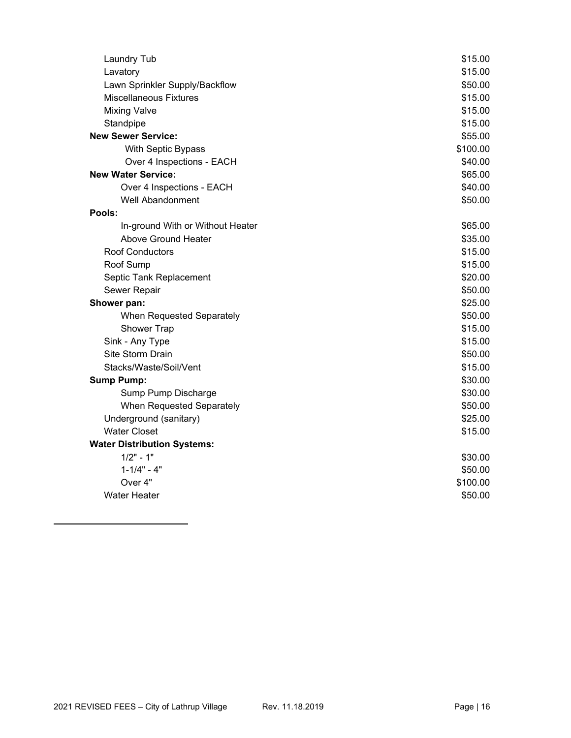| Item | Fee |
|---|---|
| Laundry Tub | $15.00 |
| Lavatory | $15.00 |
| Lawn Sprinkler Supply/Backflow | $50.00 |
| Miscellaneous Fixtures | $15.00 |
| Mixing Valve | $15.00 |
| Standpipe | $15.00 |
| **New Sewer Service:** | $55.00 |
| With Septic Bypass | $100.00 |
| Over 4 Inspections - EACH | $40.00 |
| **New Water Service:** | $65.00 |
| Over 4 Inspections - EACH | $40.00 |
| Well Abandonment | $50.00 |
| **Pools:** | |
| In-ground With or Without Heater | $65.00 |
| Above Ground Heater | $35.00 |
| Roof Conductors | $15.00 |
| Roof Sump | $15.00 |
| Septic Tank Replacement | $20.00 |
| Sewer Repair | $50.00 |
| **Shower pan:** | $25.00 |
| When Requested Separately | $50.00 |
| Shower Trap | $15.00 |
| Sink - Any Type | $15.00 |
| Site Storm Drain | $50.00 |
| Stacks/Waste/Soil/Vent | $15.00 |
| **Sump Pump:** | $30.00 |
| Sump Pump Discharge | $30.00 |
| When Requested Separately | $50.00 |
| Underground (sanitary) | $25.00 |
| Water Closet | $15.00 |
| **Water Distribution Systems:** | |
| 1/2" - 1" | $30.00 |
| 1-1/4" - 4" | $50.00 |
| Over 4" | $100.00 |
| Water Heater | $50.00 |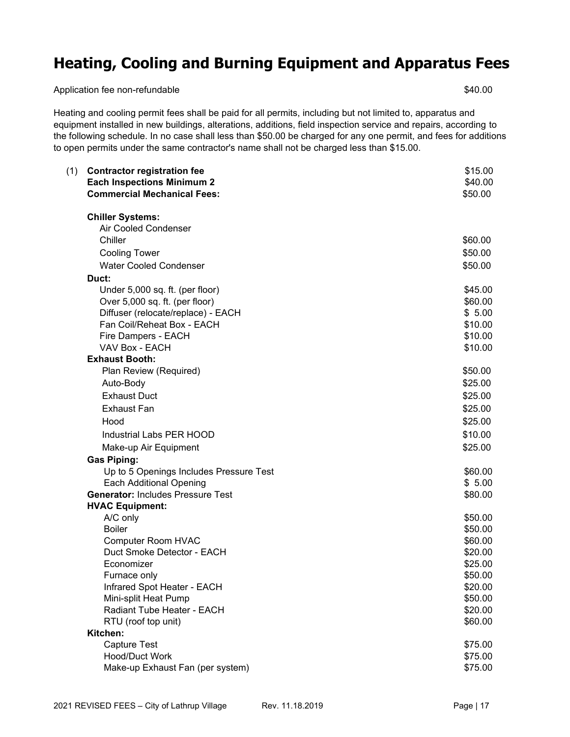# Heating, Cooling and Burning Equipment and Apparatus Fees

| | |
|---|---|
| Application fee non-refundable | $40.00 |

Heating and cooling permit fees shall be paid for all permits, including but not limited to, apparatus and equipment installed in new buildings, alterations, additions, field inspection service and repairs, according to the following schedule. In no case shall less than $50.00 be charged for any one permit, and fees for additions to open permits under the same contractor's name shall not be charged less than $15.00.

| | | |
|---|---|---|
| (1) | **Contractor registration fee** | $15.00 |
| | **Each Inspections Minimum 2** | $40.00 |
| | **Commercial Mechanical Fees:** | $50.00 |
| | **Chiller Systems:** | |
| | Air Cooled Condenser | |
| | Chiller | $60.00 |
| | Cooling Tower | $50.00 |
| | Water Cooled Condenser | $50.00 |
| | **Duct:** | |
| | Under 5,000 sq. ft. (per floor) | $45.00 |
| | Over 5,000 sq. ft. (per floor) | $60.00 |
| | Diffuser (relocate/replace) - EACH | $ 5.00 |
| | Fan Coil/Reheat Box - EACH | $10.00 |
| | Fire Dampers - EACH | $10.00 |
| | VAV Box - EACH | $10.00 |
| | **Exhaust Booth:** | |
| | Plan Review (Required) | $50.00 |
| | Auto-Body | $25.00 |
| | Exhaust Duct | $25.00 |
| | Exhaust Fan | $25.00 |
| | Hood | $25.00 |
| | Industrial Labs PER HOOD | $10.00 |
| | Make-up Air Equipment | $25.00 |
| | **Gas Piping:** | |
| | Up to 5 Openings Includes Pressure Test | $60.00 |
| | Each Additional Opening | $ 5.00 |
| | **Generator:** Includes Pressure Test | $80.00 |
| | **HVAC Equipment:** | |
| | A/C only | $50.00 |
| | Boiler | $50.00 |
| | Computer Room HVAC | $60.00 |
| | Duct Smoke Detector - EACH | $20.00 |
| | Economizer | $25.00 |
| | Furnace only | $50.00 |
| | Infrared Spot Heater - EACH | $20.00 |
| | Mini-split Heat Pump | $50.00 |
| | Radiant Tube Heater - EACH | $20.00 |
| | RTU (roof top unit) | $60.00 |
| | **Kitchen:** | |
| | Capture Test | $75.00 |
| | Hood/Duct Work | $75.00 |
| | Make-up Exhaust Fan (per system) | $75.00 |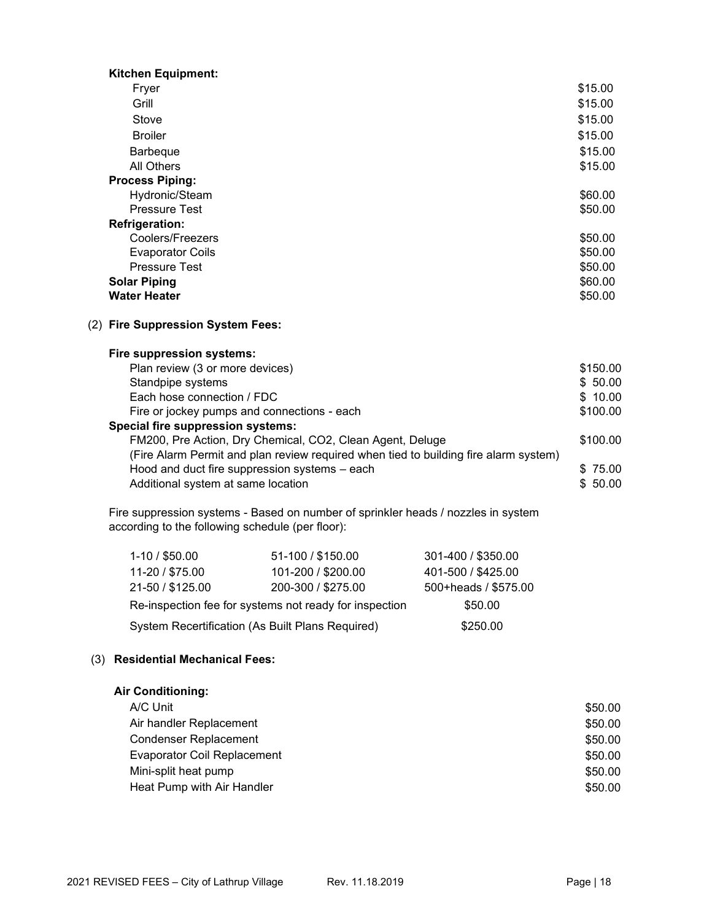**Kitchen Equipment:**

| | |
|---|---|
| Fryer | $15.00 |
| Grill | $15.00 |
| Stove | $15.00 |
| Broiler | $15.00 |
| Barbeque | $15.00 |
| All Others | $15.00 |

**Process Piping:**

| | |
|---|---|
| Hydronic/Steam | $60.00 |
| Pressure Test | $50.00 |

**Refrigeration:**

| | |
|---|---|
| Coolers/Freezers | $50.00 |
| Evaporator Coils | $50.00 |
| Pressure Test | $50.00 |
| **Solar Piping** | $60.00 |
| **Water Heater** | $50.00 |

(2) **Fire Suppression System Fees:**

**Fire suppression systems:**

| | |
|---|---|
| Plan review (3 or more devices) | $150.00 |
| Standpipe systems | $ 50.00 |
| Each hose connection / FDC | $ 10.00 |
| Fire or jockey pumps and connections - each | $100.00 |

**Special fire suppression systems:**

| | |
|---|---|
| FM200, Pre Action, Dry Chemical, CO2, Clean Agent, Deluge (Fire Alarm Permit and plan review required when tied to building fire alarm system) | $100.00 |
| Hood and duct fire suppression systems – each | $ 75.00 |
| Additional system at same location | $ 50.00 |

Fire suppression systems - Based on number of sprinkler heads / nozzles in system according to the following schedule (per floor):

| | | |
|---|---|---|
| 1-10 / $50.00 | 51-100 / $150.00 | 301-400 / $350.00 |
| 11-20 / $75.00 | 101-200 / $200.00 | 401-500 / $425.00 |
| 21-50 / $125.00 | 200-300 / $275.00 | 500+heads / $575.00 |

| | |
|---|---|
| Re-inspection fee for systems not ready for inspection | $50.00 |
| System Recertification (As Built Plans Required) | $250.00 |

(3) **Residential Mechanical Fees:**

**Air Conditioning:**

| | |
|---|---|
| A/C Unit | $50.00 |
| Air handler Replacement | $50.00 |
| Condenser Replacement | $50.00 |
| Evaporator Coil Replacement | $50.00 |
| Mini-split heat pump | $50.00 |
| Heat Pump with Air Handler | $50.00 |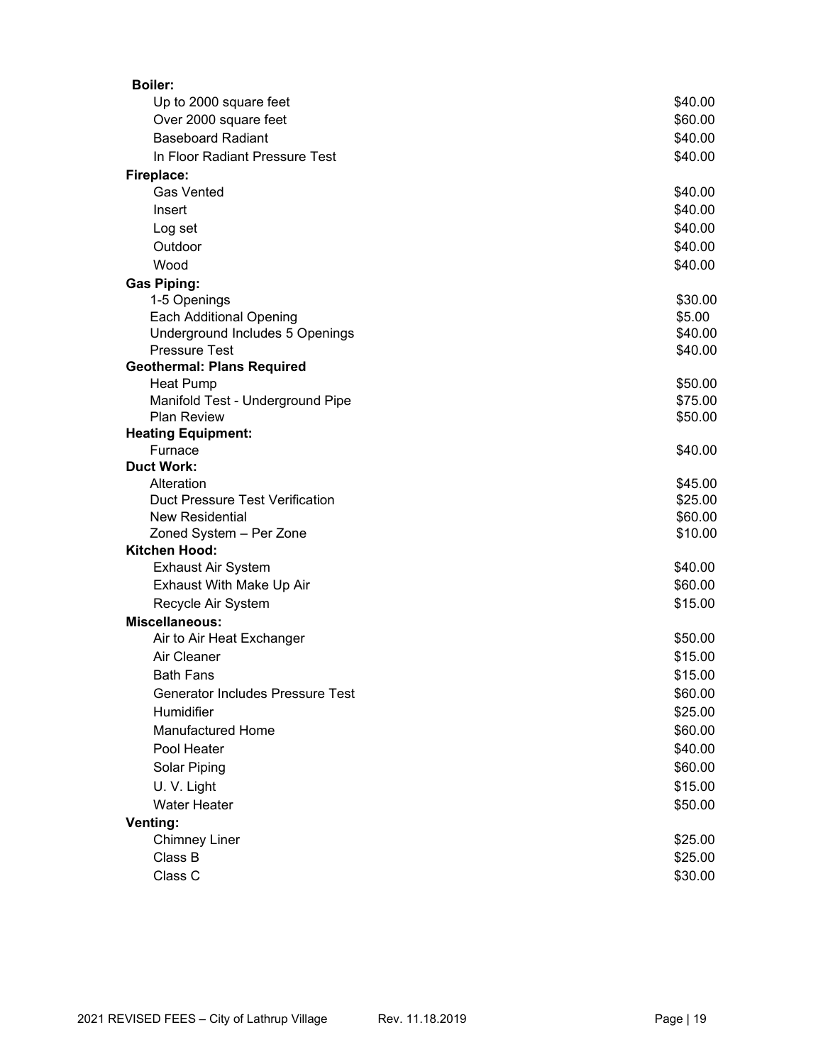| | |
|---|---|
| **Boiler:** | |
| Up to 2000 square feet | $40.00 |
| Over 2000 square feet | $60.00 |
| Baseboard Radiant | $40.00 |
| In Floor Radiant Pressure Test | $40.00 |
| **Fireplace:** | |
| Gas Vented | $40.00 |
| Insert | $40.00 |
| Log set | $40.00 |
| Outdoor | $40.00 |
| Wood | $40.00 |
| **Gas Piping:** | |
| 1-5 Openings | $30.00 |
| Each Additional Opening | $5.00 |
| Underground Includes 5 Openings | $40.00 |
| Pressure Test | $40.00 |
| **Geothermal: Plans Required** | |
| Heat Pump | $50.00 |
| Manifold Test - Underground Pipe | $75.00 |
| Plan Review | $50.00 |
| **Heating Equipment:** | |
| Furnace | $40.00 |
| **Duct Work:** | |
| Alteration | $45.00 |
| Duct Pressure Test Verification | $25.00 |
| New Residential | $60.00 |
| Zoned System – Per Zone | $10.00 |
| **Kitchen Hood:** | |
| Exhaust Air System | $40.00 |
| Exhaust With Make Up Air | $60.00 |
| Recycle Air System | $15.00 |
| **Miscellaneous:** | |
| Air to Air Heat Exchanger | $50.00 |
| Air Cleaner | $15.00 |
| Bath Fans | $15.00 |
| Generator Includes Pressure Test | $60.00 |
| Humidifier | $25.00 |
| Manufactured Home | $60.00 |
| Pool Heater | $40.00 |
| Solar Piping | $60.00 |
| U. V. Light | $15.00 |
| Water Heater | $50.00 |
| **Venting:** | |
| Chimney Liner | $25.00 |
| Class B | $25.00 |
| Class C | $30.00 |